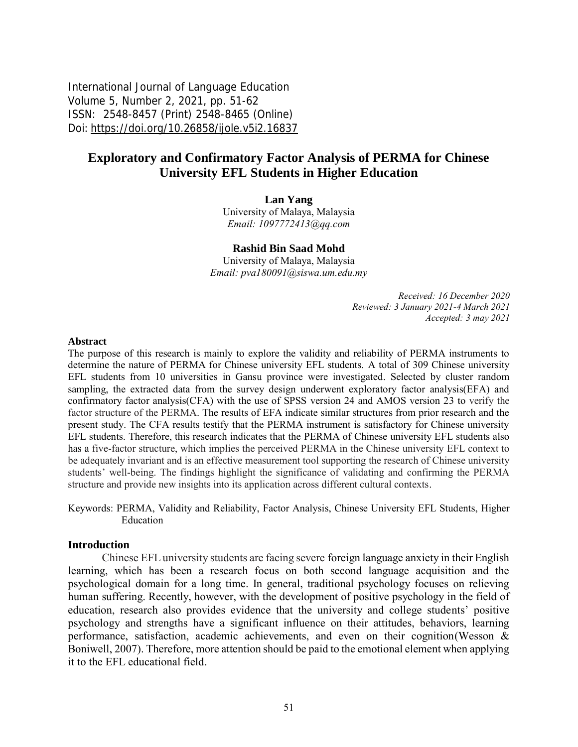International Journal of Language Education
Volume 5, Number 2, 2021, pp. 51-62
ISSN: 2548-8457 (Print) 2548-8465 (Online)
Doi: https://doi.org/10.26858/ijole.v5i2.16837

# Exploratory and Confirmatory Factor Analysis of PERMA for Chinese University EFL Students in Higher Education

**Lan Yang**
University of Malaya, Malaysia
*Email: 1097772413@qq.com*

**Rashid Bin Saad Mohd**
University of Malaya, Malaysia
*Email: pva180091@siswa.um.edu.my*

*Received: 16 December 2020*
*Reviewed: 3 January 2021-4 March 2021*
*Accepted: 3 may 2021*

### Abstract

The purpose of this research is mainly to explore the validity and reliability of PERMA instruments to determine the nature of PERMA for Chinese university EFL students. A total of 309 Chinese university EFL students from 10 universities in Gansu province were investigated. Selected by cluster random sampling, the extracted data from the survey design underwent exploratory factor analysis(EFA) and confirmatory factor analysis(CFA) with the use of SPSS version 24 and AMOS version 23 to verify the factor structure of the PERMA. The results of EFA indicate similar structures from prior research and the present study. The CFA results testify that the PERMA instrument is satisfactory for Chinese university EFL students. Therefore, this research indicates that the PERMA of Chinese university EFL students also has a five-factor structure, which implies the perceived PERMA in the Chinese university EFL context to be adequately invariant and is an effective measurement tool supporting the research of Chinese university students' well-being. The findings highlight the significance of validating and confirming the PERMA structure and provide new insights into its application across different cultural contexts.

Keywords: PERMA, Validity and Reliability, Factor Analysis, Chinese University EFL Students, Higher Education

## Introduction

Chinese EFL university students are facing severe foreign language anxiety in their English learning, which has been a research focus on both second language acquisition and the psychological domain for a long time. In general, traditional psychology focuses on relieving human suffering. Recently, however, with the development of positive psychology in the field of education, research also provides evidence that the university and college students' positive psychology and strengths have a significant influence on their attitudes, behaviors, learning performance, satisfaction, academic achievements, and even on their cognition(Wesson & Boniwell, 2007). Therefore, more attention should be paid to the emotional element when applying it to the EFL educational field.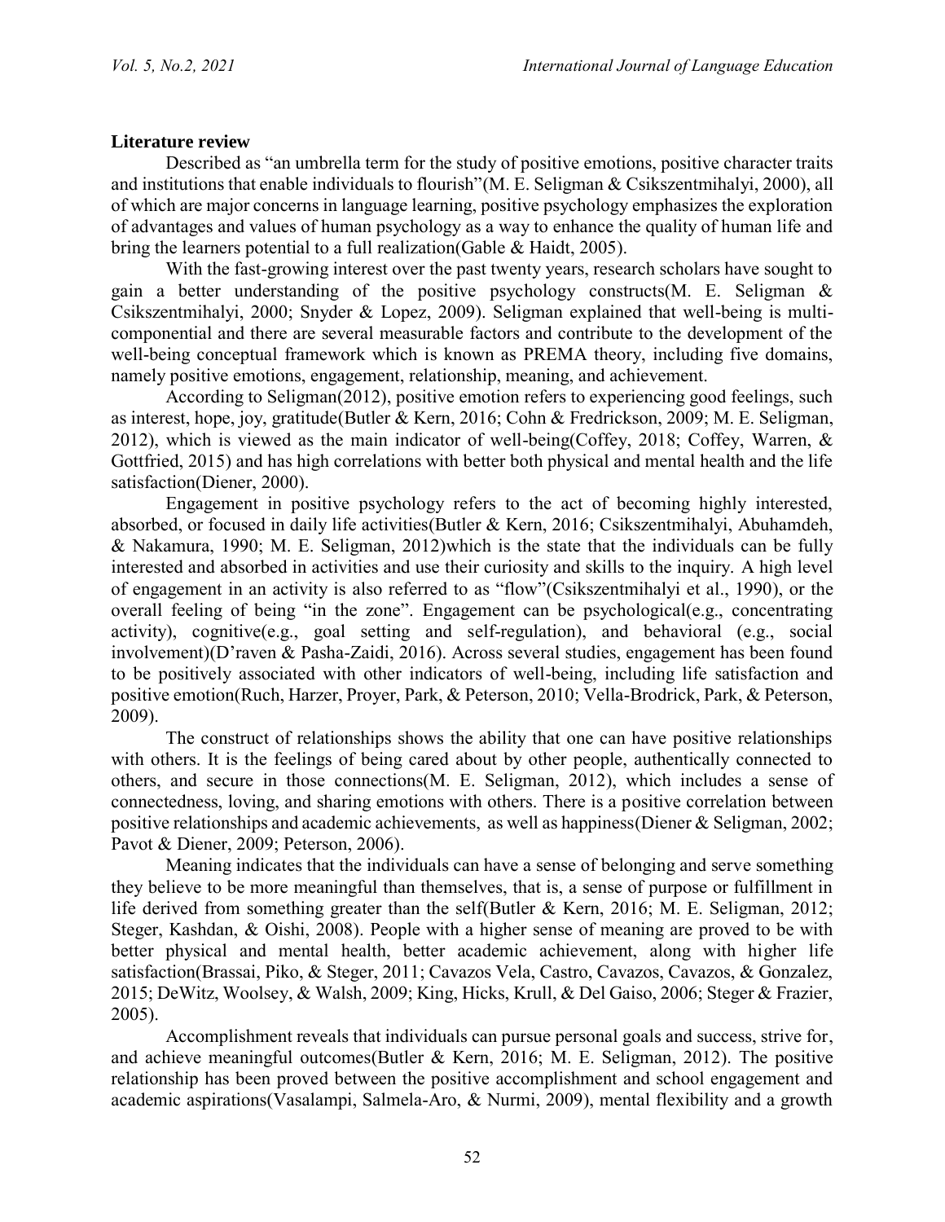## Literature review

Described as "an umbrella term for the study of positive emotions, positive character traits and institutions that enable individuals to flourish"(M. E. Seligman & Csikszentmihalyi, 2000), all of which are major concerns in language learning, positive psychology emphasizes the exploration of advantages and values of human psychology as a way to enhance the quality of human life and bring the learners potential to a full realization(Gable & Haidt, 2005).

With the fast-growing interest over the past twenty years, research scholars have sought to gain a better understanding of the positive psychology constructs(M. E. Seligman & Csikszentmihalyi, 2000; Snyder & Lopez, 2009). Seligman explained that well-being is multi-componential and there are several measurable factors and contribute to the development of the well-being conceptual framework which is known as PREMA theory, including five domains, namely positive emotions, engagement, relationship, meaning, and achievement.

According to Seligman(2012), positive emotion refers to experiencing good feelings, such as interest, hope, joy, gratitude(Butler & Kern, 2016; Cohn & Fredrickson, 2009; M. E. Seligman, 2012), which is viewed as the main indicator of well-being(Coffey, 2018; Coffey, Warren, & Gottfried, 2015) and has high correlations with better both physical and mental health and the life satisfaction(Diener, 2000).

Engagement in positive psychology refers to the act of becoming highly interested, absorbed, or focused in daily life activities(Butler & Kern, 2016; Csikszentmihalyi, Abuhamdeh, & Nakamura, 1990; M. E. Seligman, 2012)which is the state that the individuals can be fully interested and absorbed in activities and use their curiosity and skills to the inquiry. A high level of engagement in an activity is also referred to as "flow"(Csikszentmihalyi et al., 1990), or the overall feeling of being "in the zone". Engagement can be psychological(e.g., concentrating activity), cognitive(e.g., goal setting and self-regulation), and behavioral (e.g., social involvement)(D'raven & Pasha-Zaidi, 2016). Across several studies, engagement has been found to be positively associated with other indicators of well-being, including life satisfaction and positive emotion(Ruch, Harzer, Proyer, Park, & Peterson, 2010; Vella-Brodrick, Park, & Peterson, 2009).

The construct of relationships shows the ability that one can have positive relationships with others. It is the feelings of being cared about by other people, authentically connected to others, and secure in those connections(M. E. Seligman, 2012), which includes a sense of connectedness, loving, and sharing emotions with others. There is a positive correlation between positive relationships and academic achievements, as well as happiness(Diener & Seligman, 2002; Pavot & Diener, 2009; Peterson, 2006).

Meaning indicates that the individuals can have a sense of belonging and serve something they believe to be more meaningful than themselves, that is, a sense of purpose or fulfillment in life derived from something greater than the self(Butler & Kern, 2016; M. E. Seligman, 2012; Steger, Kashdan, & Oishi, 2008). People with a higher sense of meaning are proved to be with better physical and mental health, better academic achievement, along with higher life satisfaction(Brassai, Piko, & Steger, 2011; Cavazos Vela, Castro, Cavazos, Cavazos, & Gonzalez, 2015; DeWitz, Woolsey, & Walsh, 2009; King, Hicks, Krull, & Del Gaiso, 2006; Steger & Frazier, 2005).

Accomplishment reveals that individuals can pursue personal goals and success, strive for, and achieve meaningful outcomes(Butler & Kern, 2016; M. E. Seligman, 2012). The positive relationship has been proved between the positive accomplishment and school engagement and academic aspirations(Vasalampi, Salmela-Aro, & Nurmi, 2009), mental flexibility and a growth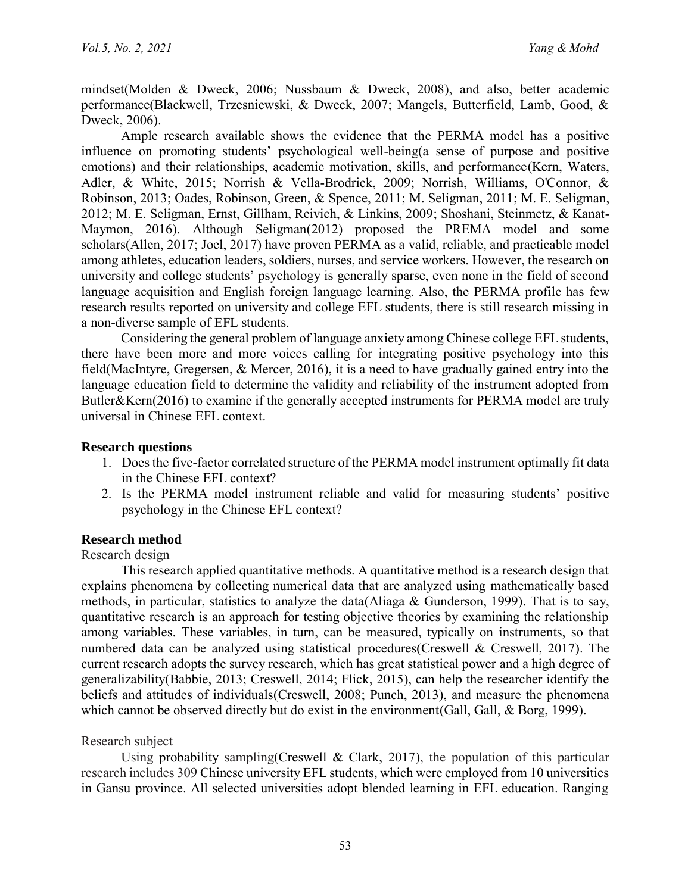mindset(Molden & Dweck, 2006; Nussbaum & Dweck, 2008), and also, better academic performance(Blackwell, Trzesniewski, & Dweck, 2007; Mangels, Butterfield, Lamb, Good, & Dweck, 2006).

Ample research available shows the evidence that the PERMA model has a positive influence on promoting students' psychological well-being(a sense of purpose and positive emotions) and their relationships, academic motivation, skills, and performance(Kern, Waters, Adler, & White, 2015; Norrish & Vella-Brodrick, 2009; Norrish, Williams, O'Connor, & Robinson, 2013; Oades, Robinson, Green, & Spence, 2011; M. Seligman, 2011; M. E. Seligman, 2012; M. E. Seligman, Ernst, Gillham, Reivich, & Linkins, 2009; Shoshani, Steinmetz, & Kanat-Maymon, 2016). Although Seligman(2012) proposed the PREMA model and some scholars(Allen, 2017; Joel, 2017) have proven PERMA as a valid, reliable, and practicable model among athletes, education leaders, soldiers, nurses, and service workers. However, the research on university and college students' psychology is generally sparse, even none in the field of second language acquisition and English foreign language learning. Also, the PERMA profile has few research results reported on university and college EFL students, there is still research missing in a non-diverse sample of EFL students.

Considering the general problem of language anxiety among Chinese college EFL students, there have been more and more voices calling for integrating positive psychology into this field(MacIntyre, Gregersen, & Mercer, 2016), it is a need to have gradually gained entry into the language education field to determine the validity and reliability of the instrument adopted from Butler&Kern(2016) to examine if the generally accepted instruments for PERMA model are truly universal in Chinese EFL context.

## Research questions

1. Does the five-factor correlated structure of the PERMA model instrument optimally fit data in the Chinese EFL context?
2. Is the PERMA model instrument reliable and valid for measuring students' positive psychology in the Chinese EFL context?

## Research method

### Research design

This research applied quantitative methods. A quantitative method is a research design that explains phenomena by collecting numerical data that are analyzed using mathematically based methods, in particular, statistics to analyze the data(Aliaga & Gunderson, 1999). That is to say, quantitative research is an approach for testing objective theories by examining the relationship among variables. These variables, in turn, can be measured, typically on instruments, so that numbered data can be analyzed using statistical procedures(Creswell & Creswell, 2017). The current research adopts the survey research, which has great statistical power and a high degree of generalizability(Babbie, 2013; Creswell, 2014; Flick, 2015), can help the researcher identify the beliefs and attitudes of individuals(Creswell, 2008; Punch, 2013), and measure the phenomena which cannot be observed directly but do exist in the environment(Gall, Gall, & Borg, 1999).

### Research subject

Using probability sampling(Creswell & Clark, 2017), the population of this particular research includes 309 Chinese university EFL students, which were employed from 10 universities in Gansu province. All selected universities adopt blended learning in EFL education. Ranging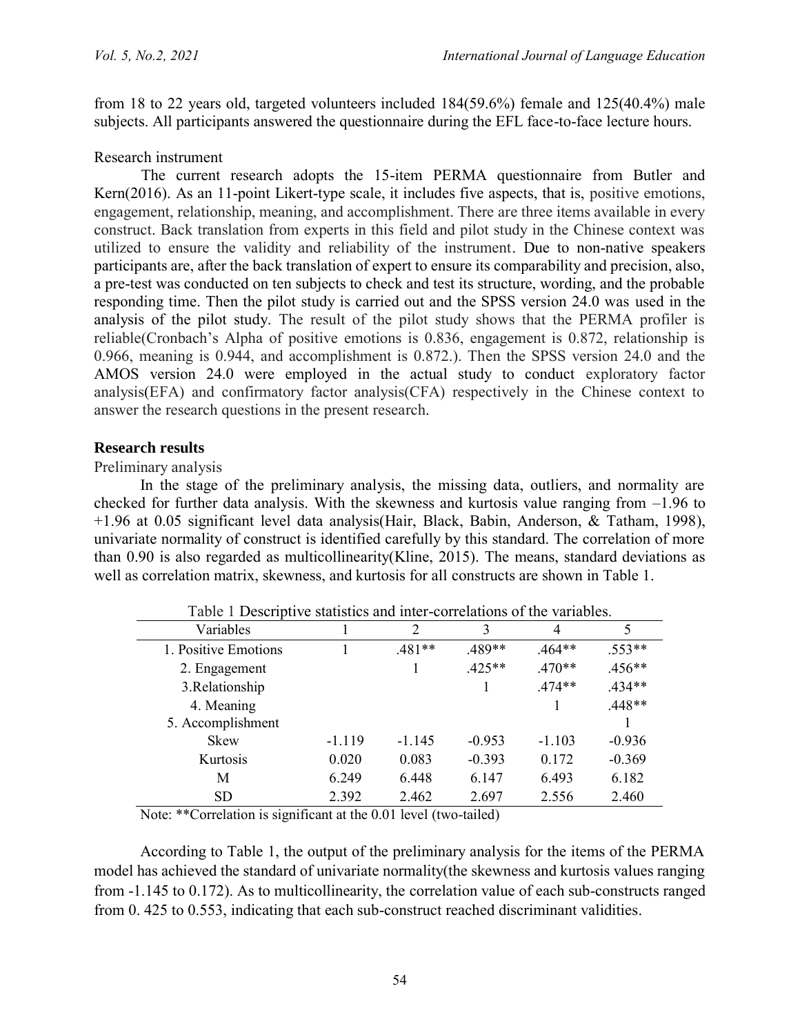from 18 to 22 years old, targeted volunteers included 184(59.6%) female and 125(40.4%) male subjects. All participants answered the questionnaire during the EFL face-to-face lecture hours.

Research instrument

The current research adopts the 15-item PERMA questionnaire from Butler and Kern(2016). As an 11-point Likert-type scale, it includes five aspects, that is, positive emotions, engagement, relationship, meaning, and accomplishment. There are three items available in every construct. Back translation from experts in this field and pilot study in the Chinese context was utilized to ensure the validity and reliability of the instrument. Due to non-native speakers participants are, after the back translation of expert to ensure its comparability and precision, also, a pre-test was conducted on ten subjects to check and test its structure, wording, and the probable responding time. Then the pilot study is carried out and the SPSS version 24.0 was used in the analysis of the pilot study. The result of the pilot study shows that the PERMA profiler is reliable(Cronbach's Alpha of positive emotions is 0.836, engagement is 0.872, relationship is 0.966, meaning is 0.944, and accomplishment is 0.872.). Then the SPSS version 24.0 and the AMOS version 24.0 were employed in the actual study to conduct exploratory factor analysis(EFA) and confirmatory factor analysis(CFA) respectively in the Chinese context to answer the research questions in the present research.

## Research results

Preliminary analysis

In the stage of the preliminary analysis, the missing data, outliers, and normality are checked for further data analysis. With the skewness and kurtosis value ranging from –1.96 to +1.96 at 0.05 significant level data analysis(Hair, Black, Babin, Anderson, & Tatham, 1998), univariate normality of construct is identified carefully by this standard. The correlation of more than 0.90 is also regarded as multicollinearity(Kline, 2015). The means, standard deviations as well as correlation matrix, skewness, and kurtosis for all constructs are shown in Table 1.

Table 1 Descriptive statistics and inter-correlations of the variables.

| Variables | 1 | 2 | 3 | 4 | 5 |
|---|---|---|---|---|---|
| 1. Positive Emotions | 1 | .481** | .489** | .464** | .553** |
| 2. Engagement | | 1 | .425** | .470** | .456** |
| 3.Relationship | | | 1 | .474** | .434** |
| 4. Meaning | | | | 1 | .448** |
| 5. Accomplishment | | | | | 1 |
| Skew | -1.119 | -1.145 | -0.953 | -1.103 | -0.936 |
| Kurtosis | 0.020 | 0.083 | -0.393 | 0.172 | -0.369 |
| M | 6.249 | 6.448 | 6.147 | 6.493 | 6.182 |
| SD | 2.392 | 2.462 | 2.697 | 2.556 | 2.460 |

Note: **Correlation is significant at the 0.01 level (two-tailed)

According to Table 1, the output of the preliminary analysis for the items of the PERMA model has achieved the standard of univariate normality(the skewness and kurtosis values ranging from -1.145 to 0.172). As to multicollinearity, the correlation value of each sub-constructs ranged from 0. 425 to 0.553, indicating that each sub-construct reached discriminant validities.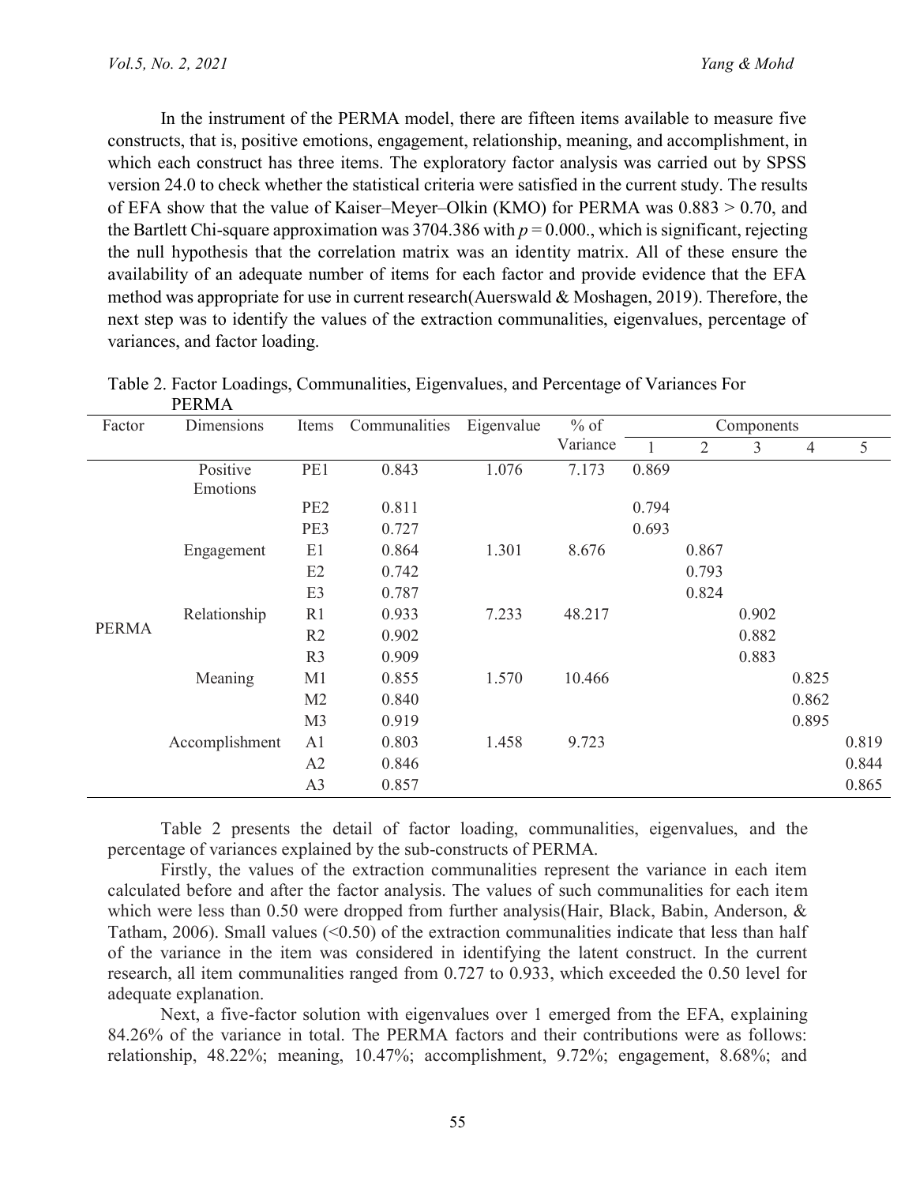In the instrument of the PERMA model, there are fifteen items available to measure five constructs, that is, positive emotions, engagement, relationship, meaning, and accomplishment, in which each construct has three items. The exploratory factor analysis was carried out by SPSS version 24.0 to check whether the statistical criteria were satisfied in the current study. The results of EFA show that the value of Kaiser–Meyer–Olkin (KMO) for PERMA was $0.883 > 0.70$, and the Bartlett Chi-square approximation was 3704.386 with $p = 0.000$., which is significant, rejecting the null hypothesis that the correlation matrix was an identity matrix. All of these ensure the availability of an adequate number of items for each factor and provide evidence that the EFA method was appropriate for use in current research(Auerswald & Moshagen, 2019). Therefore, the next step was to identify the values of the extraction communalities, eigenvalues, percentage of variances, and factor loading.

Table 2. Factor Loadings, Communalities, Eigenvalues, and Percentage of Variances For PERMA

| Factor | Dimensions | Items | Communalities | Eigenvalue | % of Variance | Components | | | | |
|---|---|---|---|---|---|---|---|---|---|---|
| | | | | | | 1 | 2 | 3 | 4 | 5 |
| PERMA | Positive Emotions | PE1 | 0.843 | 1.076 | 7.173 | 0.869 | | | | |
| | | PE2 | 0.811 | | | 0.794 | | | | |
| | | PE3 | 0.727 | | | 0.693 | | | | |
| | Engagement | E1 | 0.864 | 1.301 | 8.676 | | 0.867 | | | |
| | | E2 | 0.742 | | | | 0.793 | | | |
| | | E3 | 0.787 | | | | 0.824 | | | |
| | Relationship | R1 | 0.933 | 7.233 | 48.217 | | | 0.902 | | |
| | | R2 | 0.902 | | | | | 0.882 | | |
| | | R3 | 0.909 | | | | | 0.883 | | |
| | Meaning | M1 | 0.855 | 1.570 | 10.466 | | | | 0.825 | |
| | | M2 | 0.840 | | | | | | 0.862 | |
| | | M3 | 0.919 | | | | | | 0.895 | |
| | Accomplishment | A1 | 0.803 | 1.458 | 9.723 | | | | | 0.819 |
| | | A2 | 0.846 | | | | | | | 0.844 |
| | | A3 | 0.857 | | | | | | | 0.865 |

Table 2 presents the detail of factor loading, communalities, eigenvalues, and the percentage of variances explained by the sub-constructs of PERMA.

Firstly, the values of the extraction communalities represent the variance in each item calculated before and after the factor analysis. The values of such communalities for each item which were less than 0.50 were dropped from further analysis(Hair, Black, Babin, Anderson, & Tatham, 2006). Small values (<0.50) of the extraction communalities indicate that less than half of the variance in the item was considered in identifying the latent construct. In the current research, all item communalities ranged from 0.727 to 0.933, which exceeded the 0.50 level for adequate explanation.

Next, a five-factor solution with eigenvalues over 1 emerged from the EFA, explaining 84.26% of the variance in total. The PERMA factors and their contributions were as follows: relationship, 48.22%; meaning, 10.47%; accomplishment, 9.72%; engagement, 8.68%; and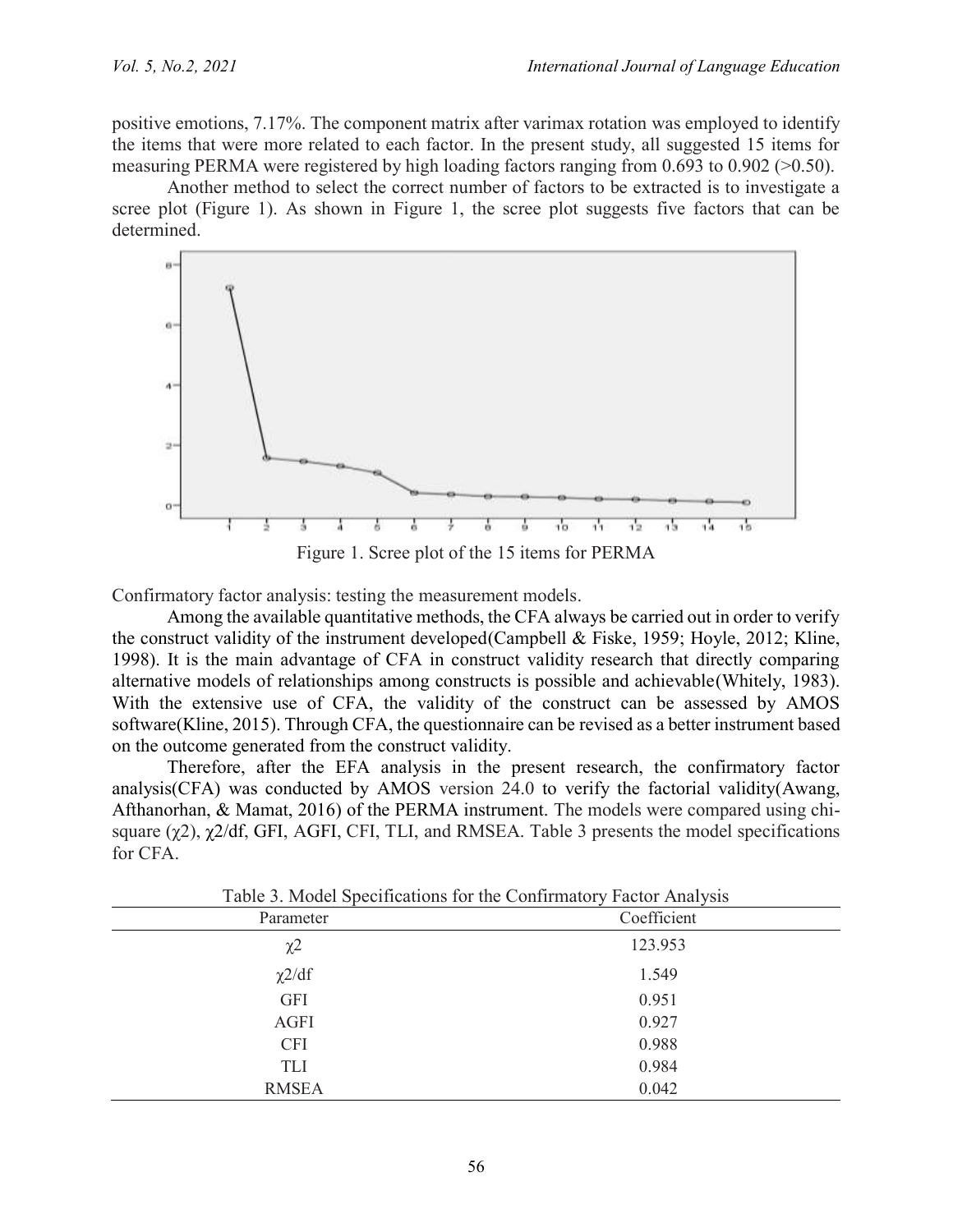positive emotions, 7.17%. The component matrix after varimax rotation was employed to identify the items that were more related to each factor. In the present study, all suggested 15 items for measuring PERMA were registered by high loading factors ranging from 0.693 to 0.902 (>0.50).

Another method to select the correct number of factors to be extracted is to investigate a scree plot (Figure 1). As shown in Figure 1, the scree plot suggests five factors that can be determined.

Figure 1. Scree plot of the 15 items for PERMA

Confirmatory factor analysis: testing the measurement models.

Among the available quantitative methods, the CFA always be carried out in order to verify the construct validity of the instrument developed(Campbell & Fiske, 1959; Hoyle, 2012; Kline, 1998). It is the main advantage of CFA in construct validity research that directly comparing alternative models of relationships among constructs is possible and achievable(Whitely, 1983). With the extensive use of CFA, the validity of the construct can be assessed by AMOS software(Kline, 2015). Through CFA, the questionnaire can be revised as a better instrument based on the outcome generated from the construct validity.

Therefore, after the EFA analysis in the present research, the confirmatory factor analysis(CFA) was conducted by AMOS version 24.0 to verify the factorial validity(Awang, Afthanorhan, & Mamat, 2016) of the PERMA instrument. The models were compared using chi-square ($\chi^2$), $\chi^2$/df, GFI, AGFI, CFI, TLI, and RMSEA. Table 3 presents the model specifications for CFA.

Table 3. Model Specifications for the Confirmatory Factor Analysis

| Parameter | Coefficient |
|---|---|
| $\chi^2$ | 123.953 |
| $\chi^2$/df | 1.549 |
| GFI | 0.951 |
| AGFI | 0.927 |
| CFI | 0.988 |
| TLI | 0.984 |
| RMSEA | 0.042 |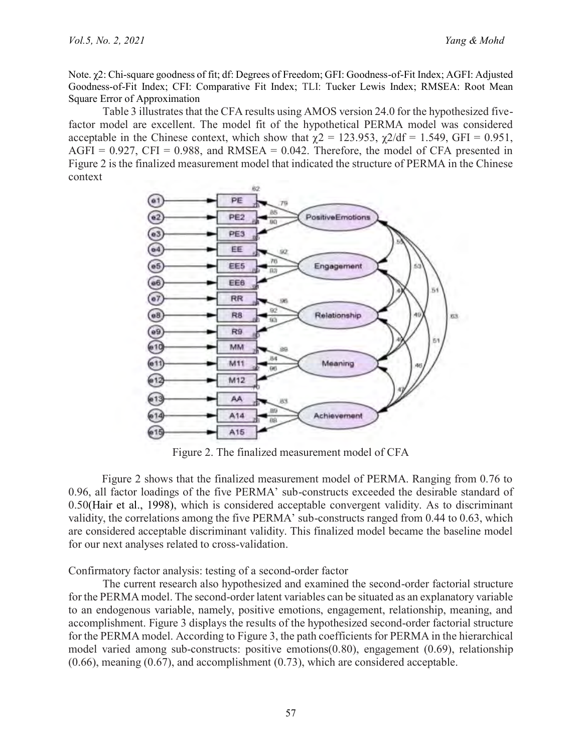Note. $\chi2$: Chi-square goodness of fit; df: Degrees of Freedom; GFI: Goodness-of-Fit Index; AGFI: Adjusted Goodness-of-Fit Index; CFI: Comparative Fit Index; TLI: Tucker Lewis Index; RMSEA: Root Mean Square Error of Approximation

Table 3 illustrates that the CFA results using AMOS version 24.0 for the hypothesized five-factor model are excellent. The model fit of the hypothetical PERMA model was considered acceptable in the Chinese context, which show that $\chi2 = 123.953$, $\chi2/df = 1.549$, GFI = 0.951, AGFI = 0.927, CFI = 0.988, and RMSEA = 0.042. Therefore, the model of CFA presented in Figure 2 is the finalized measurement model that indicated the structure of PERMA in the Chinese context

Figure 2. The finalized measurement model of CFA

Figure 2 shows that the finalized measurement model of PERMA. Ranging from 0.76 to 0.96, all factor loadings of the five PERMA' sub-constructs exceeded the desirable standard of 0.50(Hair et al., 1998), which is considered acceptable convergent validity. As to discriminant validity, the correlations among the five PERMA' sub-constructs ranged from 0.44 to 0.63, which are considered acceptable discriminant validity. This finalized model became the baseline model for our next analyses related to cross-validation.

Confirmatory factor analysis: testing of a second-order factor

The current research also hypothesized and examined the second-order factorial structure for the PERMA model. The second-order latent variables can be situated as an explanatory variable to an endogenous variable, namely, positive emotions, engagement, relationship, meaning, and accomplishment. Figure 3 displays the results of the hypothesized second-order factorial structure for the PERMA model. According to Figure 3, the path coefficients for PERMA in the hierarchical model varied among sub-constructs: positive emotions(0.80), engagement (0.69), relationship (0.66), meaning (0.67), and accomplishment (0.73), which are considered acceptable.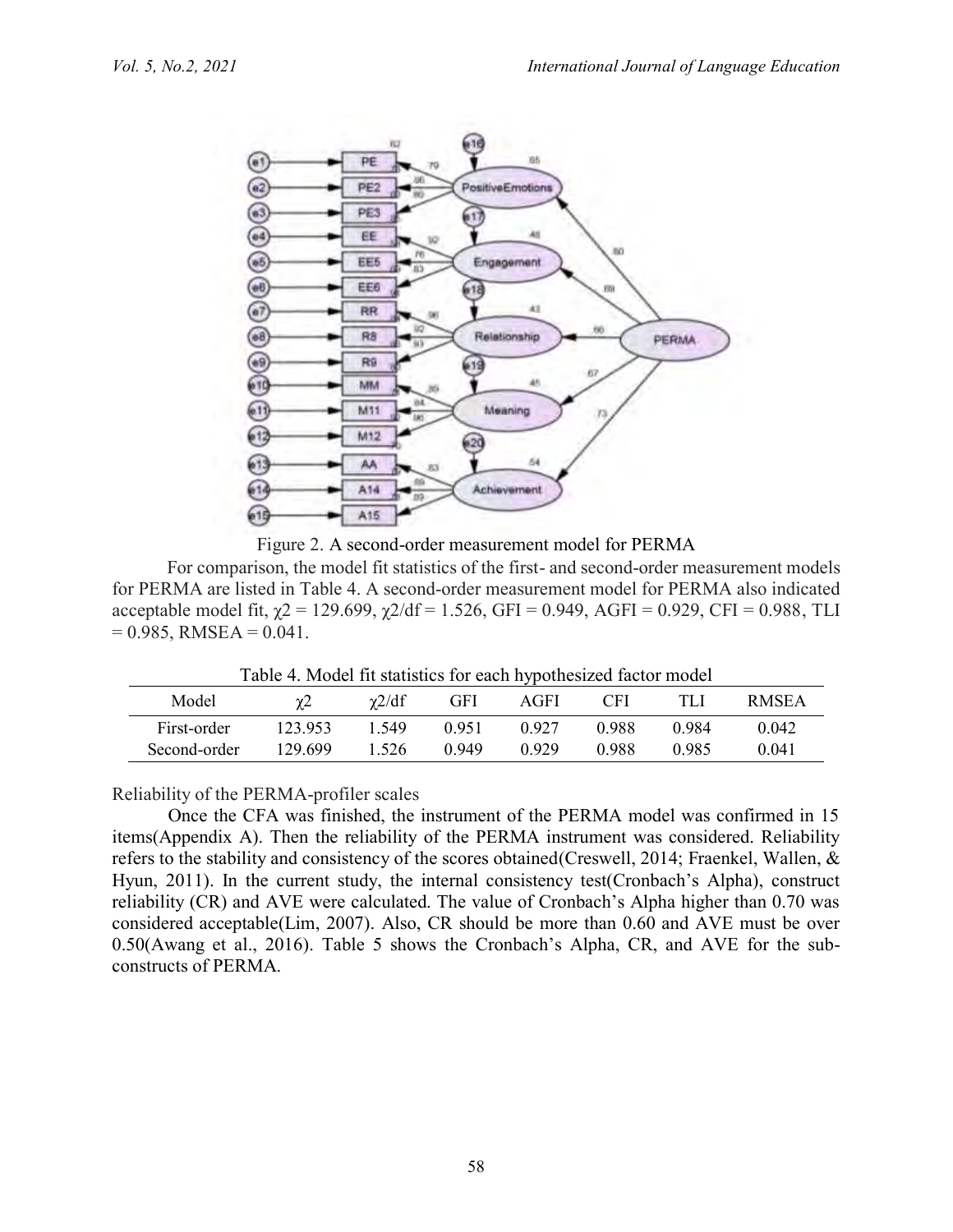Figure 2. A second-order measurement model for PERMA

For comparison, the model fit statistics of the first- and second-order measurement models for PERMA are listed in Table 4. A second-order measurement model for PERMA also indicated acceptable model fit, $\chi2$ = 129.699, $\chi2$/df = 1.526, GFI = 0.949, AGFI = 0.929, CFI = 0.988, TLI = 0.985, RMSEA = 0.041.

Table 4. Model fit statistics for each hypothesized factor model

| Model | $\chi2$ | $\chi2$/df | GFI | AGFI | CFI | TLI | RMSEA |
|---|---|---|---|---|---|---|---|
| First-order | 123.953 | 1.549 | 0.951 | 0.927 | 0.988 | 0.984 | 0.042 |
| Second-order | 129.699 | 1.526 | 0.949 | 0.929 | 0.988 | 0.985 | 0.041 |

Reliability of the PERMA-profiler scales

Once the CFA was finished, the instrument of the PERMA model was confirmed in 15 items(Appendix A). Then the reliability of the PERMA instrument was considered. Reliability refers to the stability and consistency of the scores obtained(Creswell, 2014; Fraenkel, Wallen, & Hyun, 2011). In the current study, the internal consistency test(Cronbach's Alpha), construct reliability (CR) and AVE were calculated. The value of Cronbach's Alpha higher than 0.70 was considered acceptable(Lim, 2007). Also, CR should be more than 0.60 and AVE must be over 0.50(Awang et al., 2016). Table 5 shows the Cronbach's Alpha, CR, and AVE for the sub-constructs of PERMA.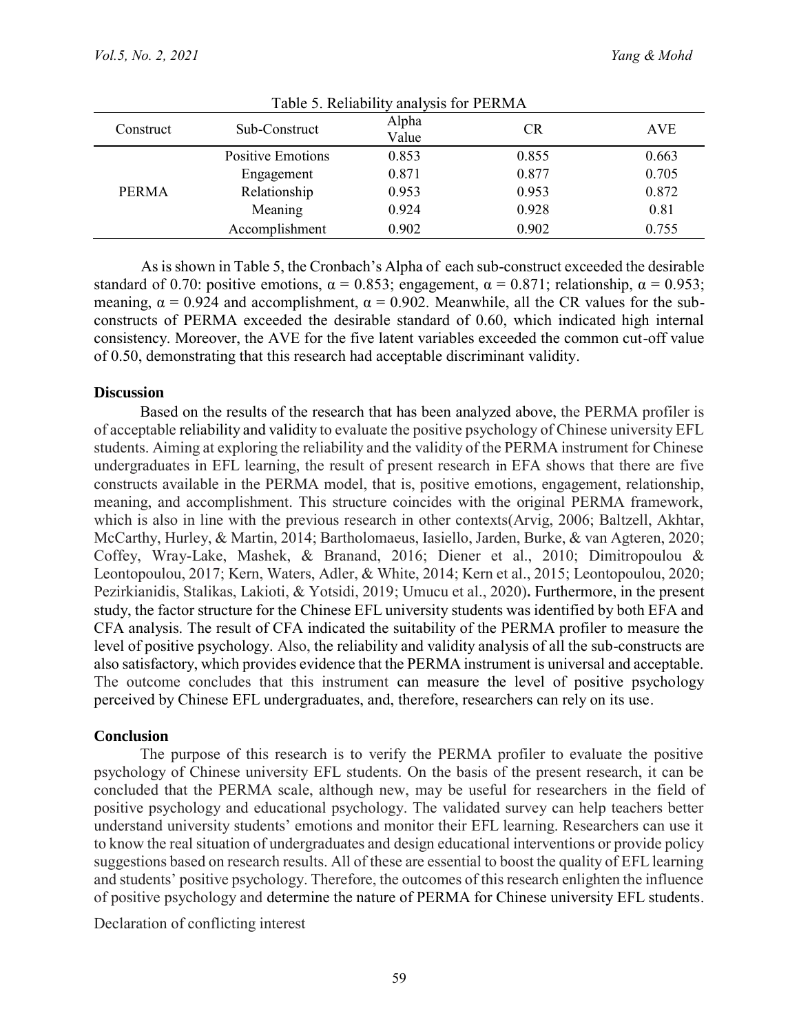Table 5. Reliability analysis for PERMA

| Construct | Sub-Construct | Alpha Value | CR | AVE |
|---|---|---|---|---|
| PERMA | Positive Emotions | 0.853 | 0.855 | 0.663 |
| | Engagement | 0.871 | 0.877 | 0.705 |
| | Relationship | 0.953 | 0.953 | 0.872 |
| | Meaning | 0.924 | 0.928 | 0.81 |
| | Accomplishment | 0.902 | 0.902 | 0.755 |

As is shown in Table 5, the Cronbach's Alpha of each sub-construct exceeded the desirable standard of 0.70: positive emotions, $\alpha = 0.853$; engagement, $\alpha = 0.871$; relationship, $\alpha = 0.953$; meaning, $\alpha = 0.924$ and accomplishment, $\alpha = 0.902$. Meanwhile, all the CR values for the sub-constructs of PERMA exceeded the desirable standard of 0.60, which indicated high internal consistency. Moreover, the AVE for the five latent variables exceeded the common cut-off value of 0.50, demonstrating that this research had acceptable discriminant validity.

### Discussion

Based on the results of the research that has been analyzed above, the PERMA profiler is of acceptable reliability and validity to evaluate the positive psychology of Chinese university EFL students. Aiming at exploring the reliability and the validity of the PERMA instrument for Chinese undergraduates in EFL learning, the result of present research in EFA shows that there are five constructs available in the PERMA model, that is, positive emotions, engagement, relationship, meaning, and accomplishment. This structure coincides with the original PERMA framework, which is also in line with the previous research in other contexts(Arvig, 2006; Baltzell, Akhtar, McCarthy, Hurley, & Martin, 2014; Bartholomaeus, Iasiello, Jarden, Burke, & van Agteren, 2020; Coffey, Wray-Lake, Mashek, & Branand, 2016; Diener et al., 2010; Dimitropoulou & Leontopoulou, 2017; Kern, Waters, Adler, & White, 2014; Kern et al., 2015; Leontopoulou, 2020; Pezirkianidis, Stalikas, Lakioti, & Yotsidi, 2019; Umucu et al., 2020). Furthermore, in the present study, the factor structure for the Chinese EFL university students was identified by both EFA and CFA analysis. The result of CFA indicated the suitability of the PERMA profiler to measure the level of positive psychology. Also, the reliability and validity analysis of all the sub-constructs are also satisfactory, which provides evidence that the PERMA instrument is universal and acceptable. The outcome concludes that this instrument can measure the level of positive psychology perceived by Chinese EFL undergraduates, and, therefore, researchers can rely on its use.

### Conclusion

The purpose of this research is to verify the PERMA profiler to evaluate the positive psychology of Chinese university EFL students. On the basis of the present research, it can be concluded that the PERMA scale, although new, may be useful for researchers in the field of positive psychology and educational psychology. The validated survey can help teachers better understand university students' emotions and monitor their EFL learning. Researchers can use it to know the real situation of undergraduates and design educational interventions or provide policy suggestions based on research results. All of these are essential to boost the quality of EFL learning and students' positive psychology. Therefore, the outcomes of this research enlighten the influence of positive psychology and determine the nature of PERMA for Chinese university EFL students.

Declaration of conflicting interest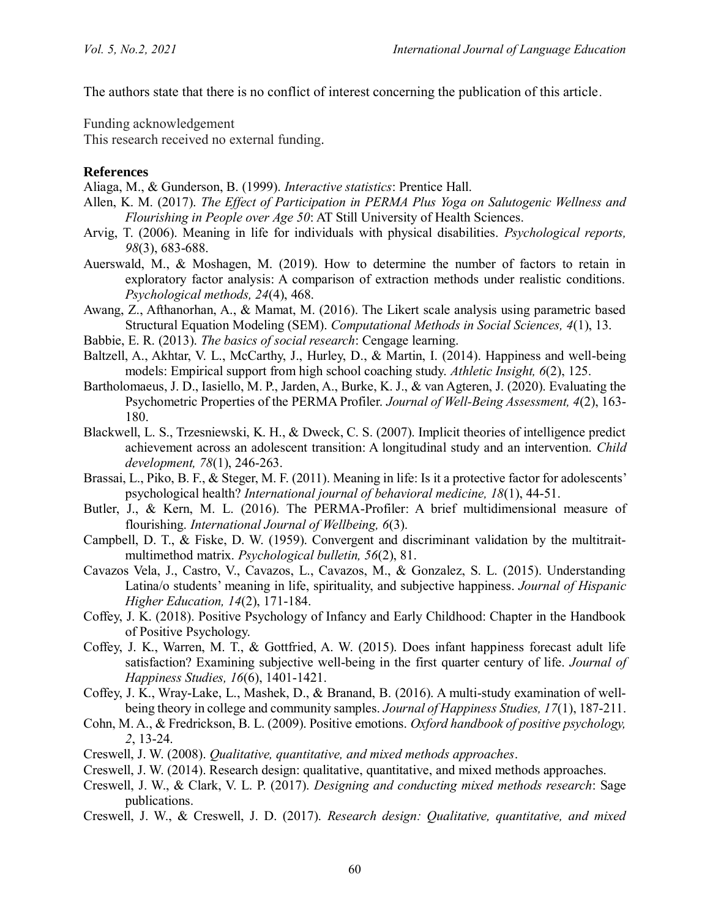The authors state that there is no conflict of interest concerning the publication of this article.

Funding acknowledgement
This research received no external funding.

**References**

Aliaga, M., & Gunderson, B. (1999). *Interactive statistics*: Prentice Hall.

Allen, K. M. (2017). *The Effect of Participation in PERMA Plus Yoga on Salutogenic Wellness and Flourishing in People over Age 50*: AT Still University of Health Sciences.

Arvig, T. (2006). Meaning in life for individuals with physical disabilities. *Psychological reports, 98*(3), 683-688.

Auerswald, M., & Moshagen, M. (2019). How to determine the number of factors to retain in exploratory factor analysis: A comparison of extraction methods under realistic conditions. *Psychological methods, 24*(4), 468.

Awang, Z., Afthanorhan, A., & Mamat, M. (2016). The Likert scale analysis using parametric based Structural Equation Modeling (SEM). *Computational Methods in Social Sciences, 4*(1), 13.

Babbie, E. R. (2013). *The basics of social research*: Cengage learning.

Baltzell, A., Akhtar, V. L., McCarthy, J., Hurley, D., & Martin, I. (2014). Happiness and well-being models: Empirical support from high school coaching study. *Athletic Insight, 6*(2), 125.

Bartholomaeus, J. D., Iasiello, M. P., Jarden, A., Burke, K. J., & van Agteren, J. (2020). Evaluating the Psychometric Properties of the PERMA Profiler. *Journal of Well-Being Assessment, 4*(2), 163-180.

Blackwell, L. S., Trzesniewski, K. H., & Dweck, C. S. (2007). Implicit theories of intelligence predict achievement across an adolescent transition: A longitudinal study and an intervention. *Child development, 78*(1), 246-263.

Brassai, L., Piko, B. F., & Steger, M. F. (2011). Meaning in life: Is it a protective factor for adolescents' psychological health? *International journal of behavioral medicine, 18*(1), 44-51.

Butler, J., & Kern, M. L. (2016). The PERMA-Profiler: A brief multidimensional measure of flourishing. *International Journal of Wellbeing, 6*(3).

Campbell, D. T., & Fiske, D. W. (1959). Convergent and discriminant validation by the multitrait-multimethod matrix. *Psychological bulletin, 56*(2), 81.

Cavazos Vela, J., Castro, V., Cavazos, L., Cavazos, M., & Gonzalez, S. L. (2015). Understanding Latina/o students' meaning in life, spirituality, and subjective happiness. *Journal of Hispanic Higher Education, 14*(2), 171-184.

Coffey, J. K. (2018). Positive Psychology of Infancy and Early Childhood: Chapter in the Handbook of Positive Psychology.

Coffey, J. K., Warren, M. T., & Gottfried, A. W. (2015). Does infant happiness forecast adult life satisfaction? Examining subjective well-being in the first quarter century of life. *Journal of Happiness Studies, 16*(6), 1401-1421.

Coffey, J. K., Wray-Lake, L., Mashek, D., & Branand, B. (2016). A multi-study examination of well-being theory in college and community samples. *Journal of Happiness Studies, 17*(1), 187-211.

Cohn, M. A., & Fredrickson, B. L. (2009). Positive emotions. *Oxford handbook of positive psychology, 2*, 13-24.

Creswell, J. W. (2008). *Qualitative, quantitative, and mixed methods approaches*.

Creswell, J. W. (2014). Research design: qualitative, quantitative, and mixed methods approaches.

Creswell, J. W., & Clark, V. L. P. (2017). *Designing and conducting mixed methods research*: Sage publications.

Creswell, J. W., & Creswell, J. D. (2017). *Research design: Qualitative, quantitative, and mixed*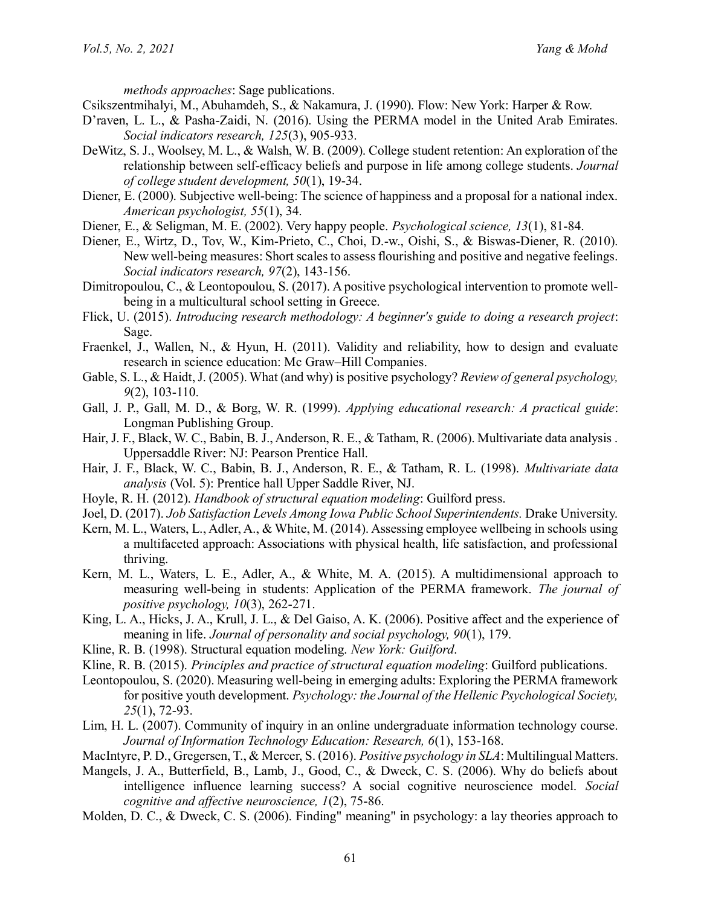*methods approaches*: Sage publications.

Csikszentmihalyi, M., Abuhamdeh, S., & Nakamura, J. (1990). Flow: New York: Harper & Row.

D'raven, L. L., & Pasha-Zaidi, N. (2016). Using the PERMA model in the United Arab Emirates. *Social indicators research, 125*(3), 905-933.

DeWitz, S. J., Woolsey, M. L., & Walsh, W. B. (2009). College student retention: An exploration of the relationship between self-efficacy beliefs and purpose in life among college students. *Journal of college student development, 50*(1), 19-34.

Diener, E. (2000). Subjective well-being: The science of happiness and a proposal for a national index. *American psychologist, 55*(1), 34.

Diener, E., & Seligman, M. E. (2002). Very happy people. *Psychological science, 13*(1), 81-84.

Diener, E., Wirtz, D., Tov, W., Kim-Prieto, C., Choi, D.-w., Oishi, S., & Biswas-Diener, R. (2010). New well-being measures: Short scales to assess flourishing and positive and negative feelings. *Social indicators research, 97*(2), 143-156.

Dimitropoulou, C., & Leontopoulou, S. (2017). A positive psychological intervention to promote well-being in a multicultural school setting in Greece.

Flick, U. (2015). *Introducing research methodology: A beginner's guide to doing a research project*: Sage.

Fraenkel, J., Wallen, N., & Hyun, H. (2011). Validity and reliability, how to design and evaluate research in science education: Mc Graw–Hill Companies.

Gable, S. L., & Haidt, J. (2005). What (and why) is positive psychology? *Review of general psychology, 9*(2), 103-110.

Gall, J. P., Gall, M. D., & Borg, W. R. (1999). *Applying educational research: A practical guide*: Longman Publishing Group.

Hair, J. F., Black, W. C., Babin, B. J., Anderson, R. E., & Tatham, R. (2006). Multivariate data analysis . Uppersaddle River: NJ: Pearson Prentice Hall.

Hair, J. F., Black, W. C., Babin, B. J., Anderson, R. E., & Tatham, R. L. (1998). *Multivariate data analysis* (Vol. 5): Prentice hall Upper Saddle River, NJ.

Hoyle, R. H. (2012). *Handbook of structural equation modeling*: Guilford press.

Joel, D. (2017). *Job Satisfaction Levels Among Iowa Public School Superintendents.* Drake University.

Kern, M. L., Waters, L., Adler, A., & White, M. (2014). Assessing employee wellbeing in schools using a multifaceted approach: Associations with physical health, life satisfaction, and professional thriving.

Kern, M. L., Waters, L. E., Adler, A., & White, M. A. (2015). A multidimensional approach to measuring well-being in students: Application of the PERMA framework. *The journal of positive psychology, 10*(3), 262-271.

King, L. A., Hicks, J. A., Krull, J. L., & Del Gaiso, A. K. (2006). Positive affect and the experience of meaning in life. *Journal of personality and social psychology, 90*(1), 179.

Kline, R. B. (1998). Structural equation modeling. *New York: Guilford*.

Kline, R. B. (2015). *Principles and practice of structural equation modeling*: Guilford publications.

Leontopoulou, S. (2020). Measuring well-being in emerging adults: Exploring the PERMA framework for positive youth development. *Psychology: the Journal of the Hellenic Psychological Society, 25*(1), 72-93.

Lim, H. L. (2007). Community of inquiry in an online undergraduate information technology course. *Journal of Information Technology Education: Research, 6*(1), 153-168.

MacIntyre, P. D., Gregersen, T., & Mercer, S. (2016). *Positive psychology in SLA*: Multilingual Matters.

Mangels, J. A., Butterfield, B., Lamb, J., Good, C., & Dweck, C. S. (2006). Why do beliefs about intelligence influence learning success? A social cognitive neuroscience model. *Social cognitive and affective neuroscience, 1*(2), 75-86.

Molden, D. C., & Dweck, C. S. (2006). Finding" meaning" in psychology: a lay theories approach to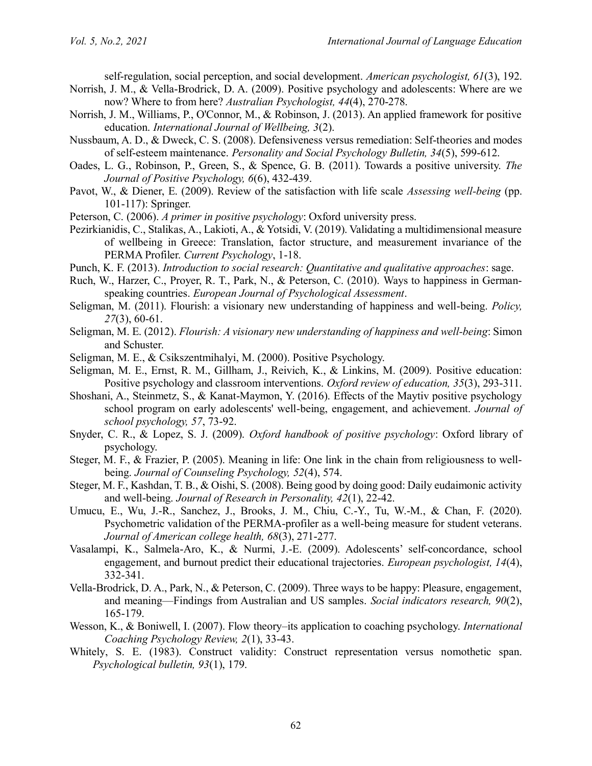self-regulation, social perception, and social development. *American psychologist, 61*(3), 192.

Norrish, J. M., & Vella-Brodrick, D. A. (2009). Positive psychology and adolescents: Where are we now? Where to from here? *Australian Psychologist, 44*(4), 270-278.

Norrish, J. M., Williams, P., O'Connor, M., & Robinson, J. (2013). An applied framework for positive education. *International Journal of Wellbeing, 3*(2).

Nussbaum, A. D., & Dweck, C. S. (2008). Defensiveness versus remediation: Self-theories and modes of self-esteem maintenance. *Personality and Social Psychology Bulletin, 34*(5), 599-612.

Oades, L. G., Robinson, P., Green, S., & Spence, G. B. (2011). Towards a positive university. *The Journal of Positive Psychology, 6*(6), 432-439.

Pavot, W., & Diener, E. (2009). Review of the satisfaction with life scale *Assessing well-being* (pp. 101-117): Springer.

Peterson, C. (2006). *A primer in positive psychology*: Oxford university press.

Pezirkianidis, C., Stalikas, A., Lakioti, A., & Yotsidi, V. (2019). Validating a multidimensional measure of wellbeing in Greece: Translation, factor structure, and measurement invariance of the PERMA Profiler. *Current Psychology*, 1-18.

Punch, K. F. (2013). *Introduction to social research: Quantitative and qualitative approaches*: sage.

Ruch, W., Harzer, C., Proyer, R. T., Park, N., & Peterson, C. (2010). Ways to happiness in German-speaking countries. *European Journal of Psychological Assessment*.

Seligman, M. (2011). Flourish: a visionary new understanding of happiness and well-being. *Policy, 27*(3), 60-61.

Seligman, M. E. (2012). *Flourish: A visionary new understanding of happiness and well-being*: Simon and Schuster.

Seligman, M. E., & Csikszentmihalyi, M. (2000). Positive Psychology.

Seligman, M. E., Ernst, R. M., Gillham, J., Reivich, K., & Linkins, M. (2009). Positive education: Positive psychology and classroom interventions. *Oxford review of education, 35*(3), 293-311.

Shoshani, A., Steinmetz, S., & Kanat-Maymon, Y. (2016). Effects of the Maytiv positive psychology school program on early adolescents' well-being, engagement, and achievement. *Journal of school psychology, 57*, 73-92.

Snyder, C. R., & Lopez, S. J. (2009). *Oxford handbook of positive psychology*: Oxford library of psychology.

Steger, M. F., & Frazier, P. (2005). Meaning in life: One link in the chain from religiousness to well-being. *Journal of Counseling Psychology, 52*(4), 574.

Steger, M. F., Kashdan, T. B., & Oishi, S. (2008). Being good by doing good: Daily eudaimonic activity and well-being. *Journal of Research in Personality, 42*(1), 22-42.

Umucu, E., Wu, J.-R., Sanchez, J., Brooks, J. M., Chiu, C.-Y., Tu, W.-M., & Chan, F. (2020). Psychometric validation of the PERMA-profiler as a well-being measure for student veterans. *Journal of American college health, 68*(3), 271-277.

Vasalampi, K., Salmela-Aro, K., & Nurmi, J.-E. (2009). Adolescents' self-concordance, school engagement, and burnout predict their educational trajectories. *European psychologist, 14*(4), 332-341.

Vella-Brodrick, D. A., Park, N., & Peterson, C. (2009). Three ways to be happy: Pleasure, engagement, and meaning—Findings from Australian and US samples. *Social indicators research, 90*(2), 165-179.

Wesson, K., & Boniwell, I. (2007). Flow theory–its application to coaching psychology. *International Coaching Psychology Review, 2*(1), 33-43.

Whitely, S. E. (1983). Construct validity: Construct representation versus nomothetic span. *Psychological bulletin, 93*(1), 179.